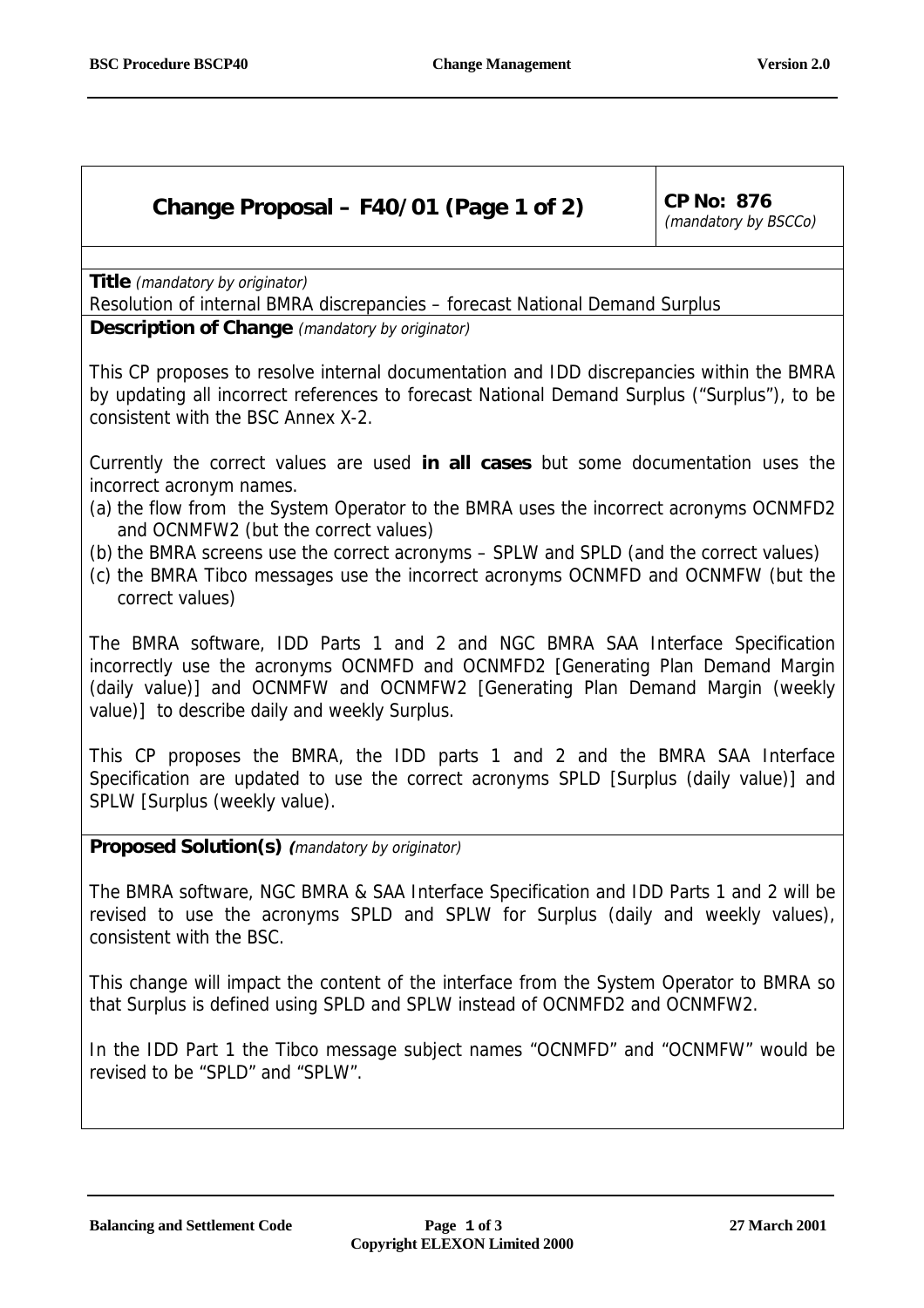| **Change Proposal – F40/01 (Page 1 of 2)** | **CP No: 876** *(mandatory by BSCCo)* |
| --- | --- |

**Title** *(mandatory by originator)*

Resolution of internal BMRA discrepancies – forecast National Demand Surplus

**Description of Change** *(mandatory by originator)*

This CP proposes to resolve internal documentation and IDD discrepancies within the BMRA by updating all incorrect references to forecast National Demand Surplus ("Surplus"), to be consistent with the BSC Annex X-2.

Currently the correct values are used **in all cases** but some documentation uses the incorrect acronym names.

(a) the flow from the System Operator to the BMRA uses the incorrect acronyms OCNMFD2 and OCNMFW2 (but the correct values)

(b) the BMRA screens use the correct acronyms – SPLW and SPLD (and the correct values)

(c) the BMRA Tibco messages use the incorrect acronyms OCNMFD and OCNMFW (but the correct values)

The BMRA software, IDD Parts 1 and 2 and NGC BMRA SAA Interface Specification incorrectly use the acronyms OCNMFD and OCNMFD2 [Generating Plan Demand Margin (daily value)] and OCNMFW and OCNMFW2 [Generating Plan Demand Margin (weekly value)] to describe daily and weekly Surplus.

This CP proposes the BMRA, the IDD parts 1 and 2 and the BMRA SAA Interface Specification are updated to use the correct acronyms SPLD [Surplus (daily value)] and SPLW [Surplus (weekly value).

**Proposed Solution(s)** ***(****mandatory by originator)*

The BMRA software, NGC BMRA & SAA Interface Specification and IDD Parts 1 and 2 will be revised to use the acronyms SPLD and SPLW for Surplus (daily and weekly values), consistent with the BSC.

This change will impact the content of the interface from the System Operator to BMRA so that Surplus is defined using SPLD and SPLW instead of OCNMFD2 and OCNMFW2.

In the IDD Part 1 the Tibco message subject names "OCNMFD" and "OCNMFW" would be revised to be "SPLD" and "SPLW".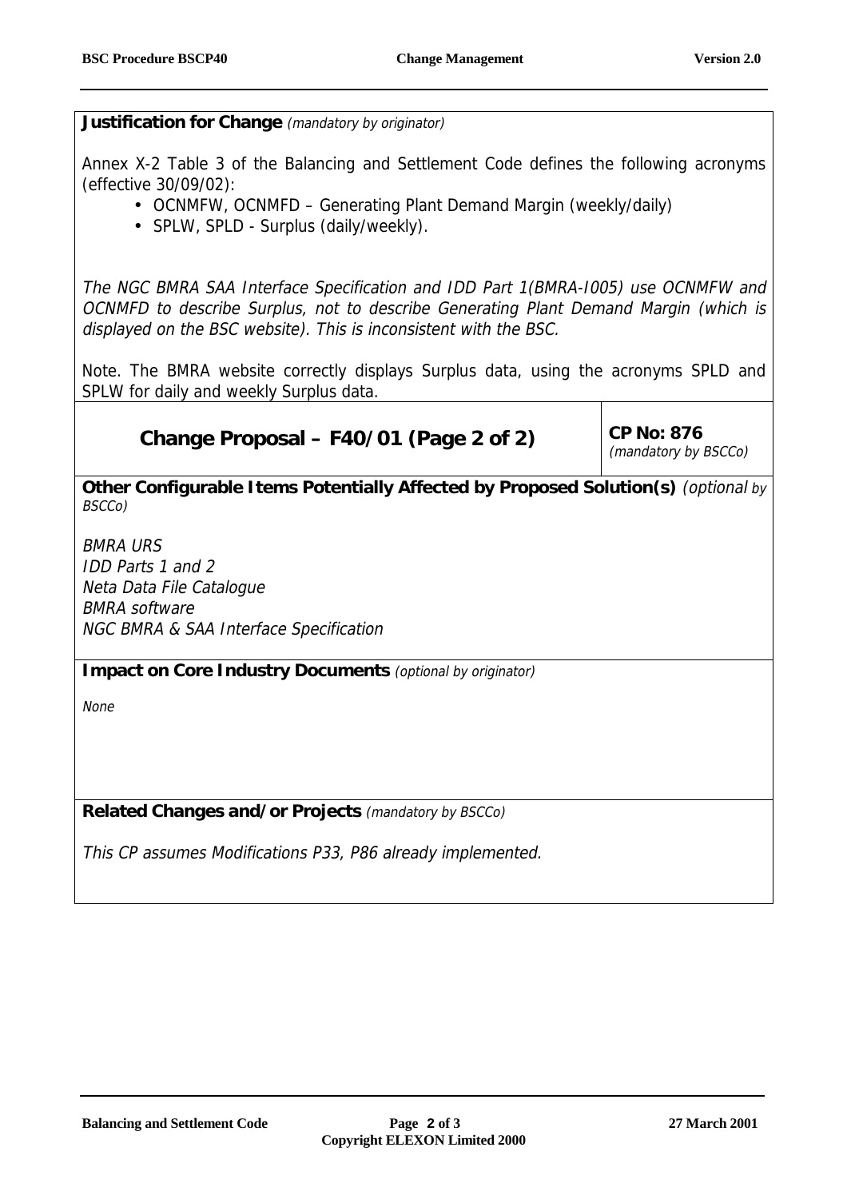**Justification for Change** *(mandatory by originator)*

Annex X-2 Table 3 of the Balancing and Settlement Code defines the following acronyms (effective 30/09/02):

- OCNMFW, OCNMFD – Generating Plant Demand Margin (weekly/daily)
- SPLW, SPLD - Surplus (daily/weekly).

*The NGC BMRA SAA Interface Specification and IDD Part 1(BMRA-I005) use OCNMFW and OCNMFD to describe Surplus, not to describe Generating Plant Demand Margin (which is displayed on the BSC website). This is inconsistent with the BSC.*

Note. The BMRA website correctly displays Surplus data, using the acronyms SPLD and SPLW for daily and weekly Surplus data.

## Change Proposal – F40/01 (Page 2 of 2)

**CP No: 876** *(mandatory by BSCCo)*

**Other Configurable Items Potentially Affected by Proposed Solution(s)** *(optional by BSCCo)*

*BMRA URS*
*IDD Parts 1 and 2*
*Neta Data File Catalogue*
*BMRA software*
*NGC BMRA & SAA Interface Specification*

**Impact on Core Industry Documents** *(optional by originator)*

*None*

**Related Changes and/or Projects** *(mandatory by BSCCo)*

*This CP assumes Modifications P33, P86 already implemented.*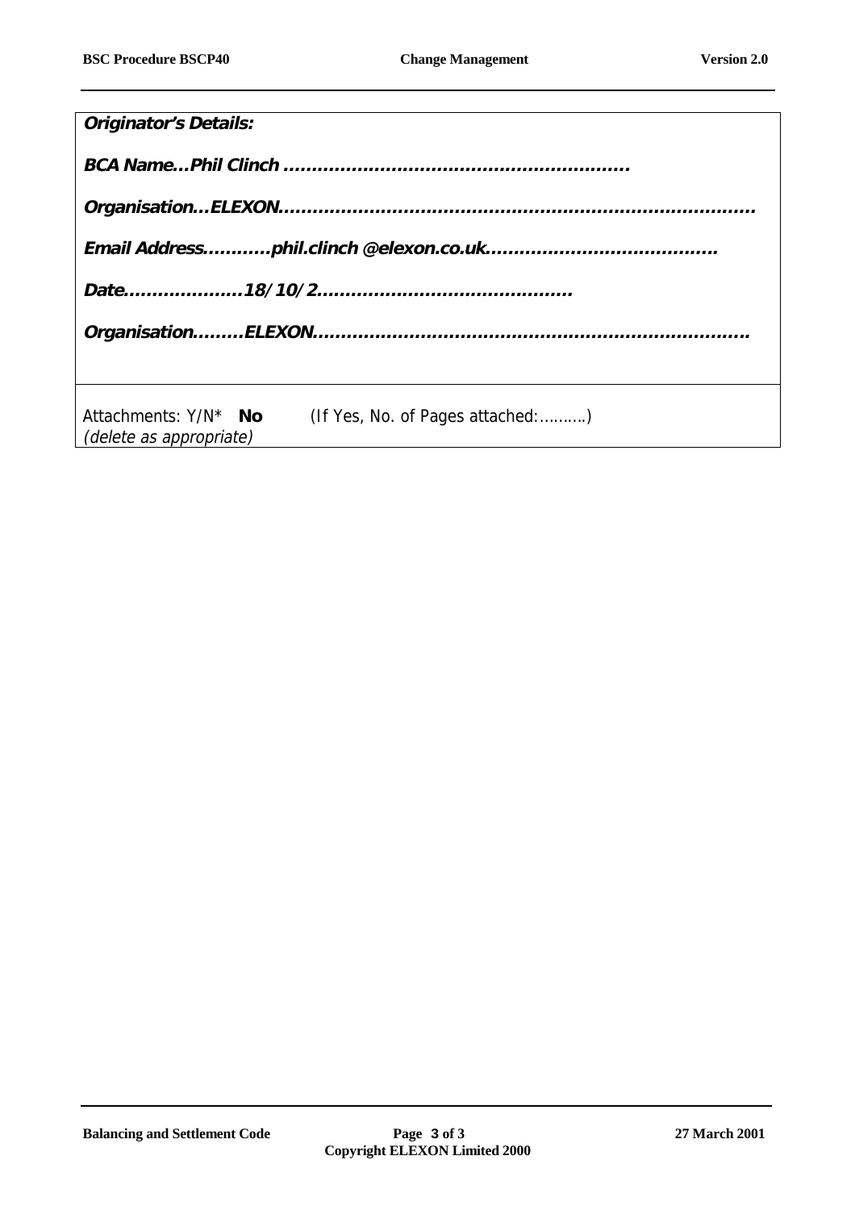***Originator's Details:***

***BCA Name…Phil Clinch …………………………………………………***

***Organisation…ELEXON…………………………………………………………………***

***Email Address………..phil.clinch @elexon.co.uk………………………………….***

***Date………………..18/10/2……………………………………..***

***Organisation………ELEXON…………………………………………………………….***

Attachments: Y/N* **No** (If Yes, No. of Pages attached:……….)
*(delete as appropriate)*